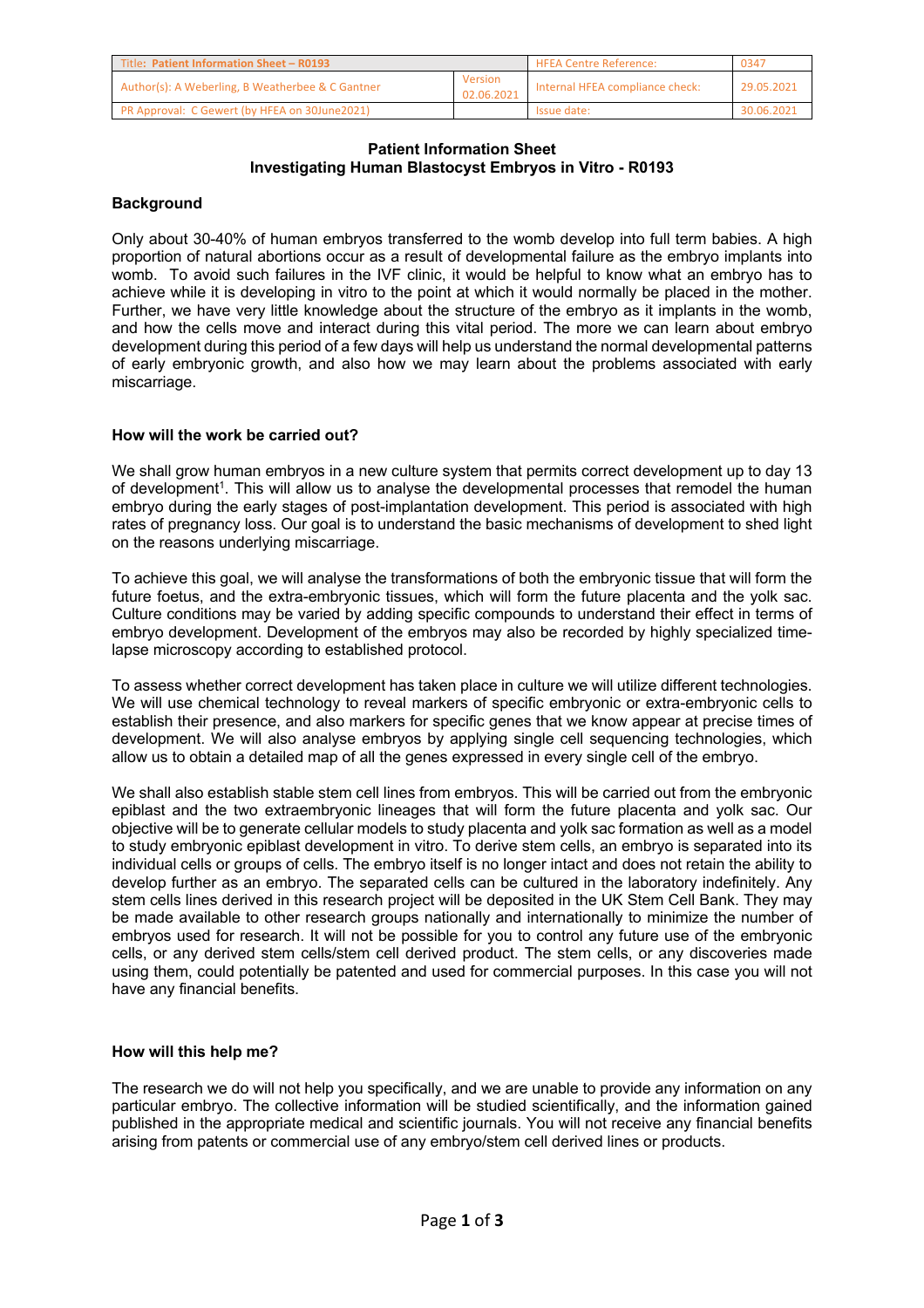| Title: Patient Information Sheet – R0193 | | HFEA Centre Reference: | 0347 |
|---|---|---|---|
| Author(s): A Weberling, B Weatherbee & C Gantner | Version 02.06.2021 | Internal HFEA compliance check: | 29.05.2021 |
| PR Approval: C Gewert (by HFEA on 30June2021) | | Issue date: | 30.06.2021 |

# Patient Information Sheet
# Investigating Human Blastocyst Embryos in Vitro - R0193

## Background

Only about 30-40% of human embryos transferred to the womb develop into full term babies. A high proportion of natural abortions occur as a result of developmental failure as the embryo implants into womb. To avoid such failures in the IVF clinic, it would be helpful to know what an embryo has to achieve while it is developing in vitro to the point at which it would normally be placed in the mother. Further, we have very little knowledge about the structure of the embryo as it implants in the womb, and how the cells move and interact during this vital period. The more we can learn about embryo development during this period of a few days will help us understand the normal developmental patterns of early embryonic growth, and also how we may learn about the problems associated with early miscarriage.

## How will the work be carried out?

We shall grow human embryos in a new culture system that permits correct development up to day 13 of development[1]. This will allow us to analyse the developmental processes that remodel the human embryo during the early stages of post-implantation development. This period is associated with high rates of pregnancy loss. Our goal is to understand the basic mechanisms of development to shed light on the reasons underlying miscarriage.

To achieve this goal, we will analyse the transformations of both the embryonic tissue that will form the future foetus, and the extra-embryonic tissues, which will form the future placenta and the yolk sac. Culture conditions may be varied by adding specific compounds to understand their effect in terms of embryo development. Development of the embryos may also be recorded by highly specialized time-lapse microscopy according to established protocol.

To assess whether correct development has taken place in culture we will utilize different technologies. We will use chemical technology to reveal markers of specific embryonic or extra-embryonic cells to establish their presence, and also markers for specific genes that we know appear at precise times of development. We will also analyse embryos by applying single cell sequencing technologies, which allow us to obtain a detailed map of all the genes expressed in every single cell of the embryo.

We shall also establish stable stem cell lines from embryos. This will be carried out from the embryonic epiblast and the two extraembryonic lineages that will form the future placenta and yolk sac. Our objective will be to generate cellular models to study placenta and yolk sac formation as well as a model to study embryonic epiblast development in vitro. To derive stem cells, an embryo is separated into its individual cells or groups of cells. The embryo itself is no longer intact and does not retain the ability to develop further as an embryo. The separated cells can be cultured in the laboratory indefinitely. Any stem cells lines derived in this research project will be deposited in the UK Stem Cell Bank. They may be made available to other research groups nationally and internationally to minimize the number of embryos used for research. It will not be possible for you to control any future use of the embryonic cells, or any derived stem cells/stem cell derived product. The stem cells, or any discoveries made using them, could potentially be patented and used for commercial purposes. In this case you will not have any financial benefits.

## How will this help me?

The research we do will not help you specifically, and we are unable to provide any information on any particular embryo. The collective information will be studied scientifically, and the information gained published in the appropriate medical and scientific journals. You will not receive any financial benefits arising from patents or commercial use of any embryo/stem cell derived lines or products.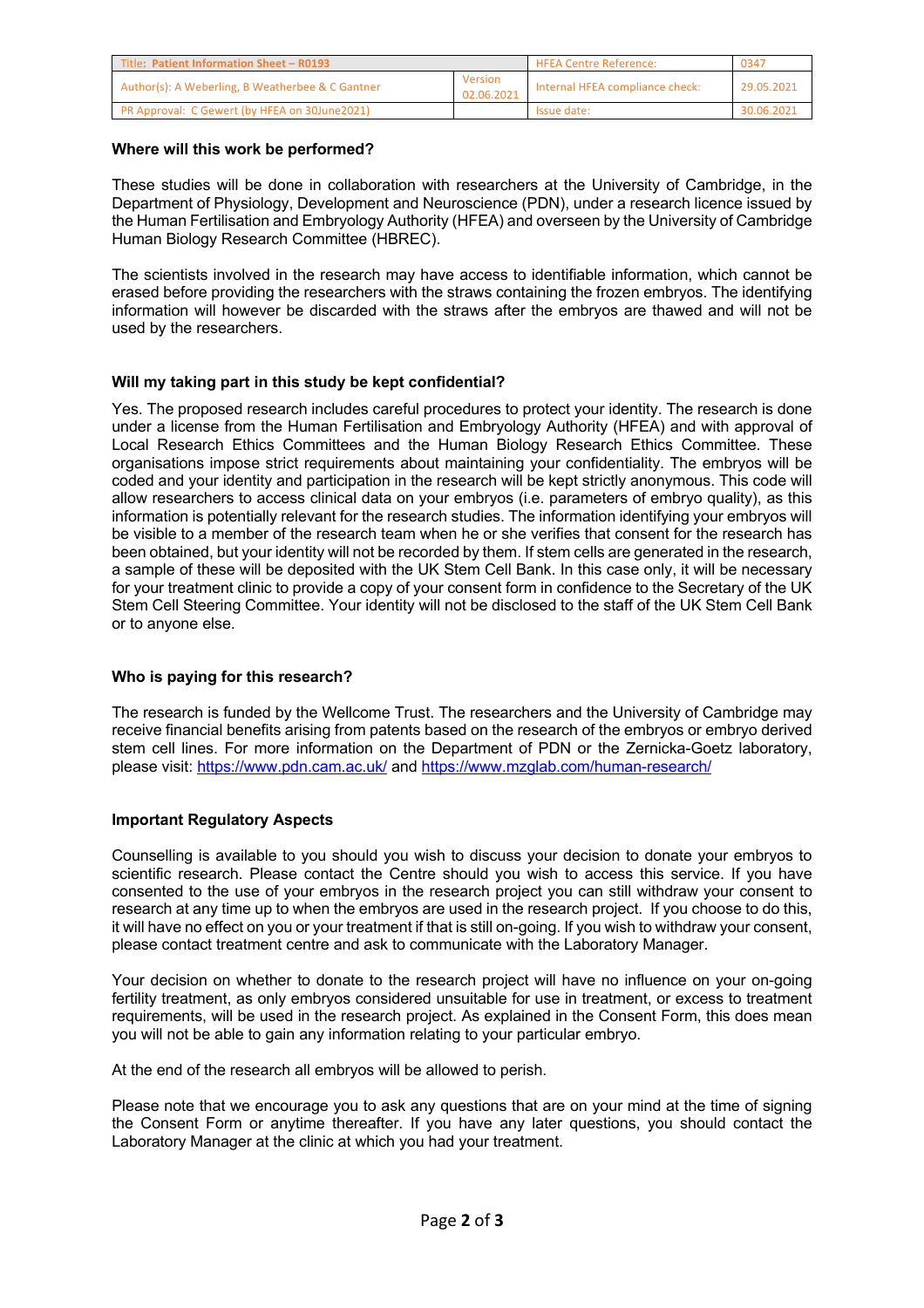| Title: Patient Information Sheet – R0193 | | HFEA Centre Reference: | 0347 |
| --- | --- | --- | --- |
| Author(s): A Weberling, B Weatherbee & C Gantner | Version 02.06.2021 | Internal HFEA compliance check: | 29.05.2021 |
| PR Approval: C Gewert (by HFEA on 30June2021) | | Issue date: | 30.06.2021 |

**Where will this work be performed?**

These studies will be done in collaboration with researchers at the University of Cambridge, in the Department of Physiology, Development and Neuroscience (PDN), under a research licence issued by the Human Fertilisation and Embryology Authority (HFEA) and overseen by the University of Cambridge Human Biology Research Committee (HBREC).

The scientists involved in the research may have access to identifiable information, which cannot be erased before providing the researchers with the straws containing the frozen embryos. The identifying information will however be discarded with the straws after the embryos are thawed and will not be used by the researchers.

**Will my taking part in this study be kept confidential?**

Yes. The proposed research includes careful procedures to protect your identity. The research is done under a license from the Human Fertilisation and Embryology Authority (HFEA) and with approval of Local Research Ethics Committees and the Human Biology Research Ethics Committee. These organisations impose strict requirements about maintaining your confidentiality. The embryos will be coded and your identity and participation in the research will be kept strictly anonymous. This code will allow researchers to access clinical data on your embryos (i.e. parameters of embryo quality), as this information is potentially relevant for the research studies. The information identifying your embryos will be visible to a member of the research team when he or she verifies that consent for the research has been obtained, but your identity will not be recorded by them. If stem cells are generated in the research, a sample of these will be deposited with the UK Stem Cell Bank. In this case only, it will be necessary for your treatment clinic to provide a copy of your consent form in confidence to the Secretary of the UK Stem Cell Steering Committee. Your identity will not be disclosed to the staff of the UK Stem Cell Bank or to anyone else.

**Who is paying for this research?**

The research is funded by the Wellcome Trust. The researchers and the University of Cambridge may receive financial benefits arising from patents based on the research of the embryos or embryo derived stem cell lines. For more information on the Department of PDN or the Zernicka-Goetz laboratory, please visit: https://www.pdn.cam.ac.uk/ and https://www.mzglab.com/human-research/

**Important Regulatory Aspects**

Counselling is available to you should you wish to discuss your decision to donate your embryos to scientific research. Please contact the Centre should you wish to access this service. If you have consented to the use of your embryos in the research project you can still withdraw your consent to research at any time up to when the embryos are used in the research project. If you choose to do this, it will have no effect on you or your treatment if that is still on-going. If you wish to withdraw your consent, please contact treatment centre and ask to communicate with the Laboratory Manager.

Your decision on whether to donate to the research project will have no influence on your on-going fertility treatment, as only embryos considered unsuitable for use in treatment, or excess to treatment requirements, will be used in the research project. As explained in the Consent Form, this does mean you will not be able to gain any information relating to your particular embryo.

At the end of the research all embryos will be allowed to perish.

Please note that we encourage you to ask any questions that are on your mind at the time of signing the Consent Form or anytime thereafter. If you have any later questions, you should contact the Laboratory Manager at the clinic at which you had your treatment.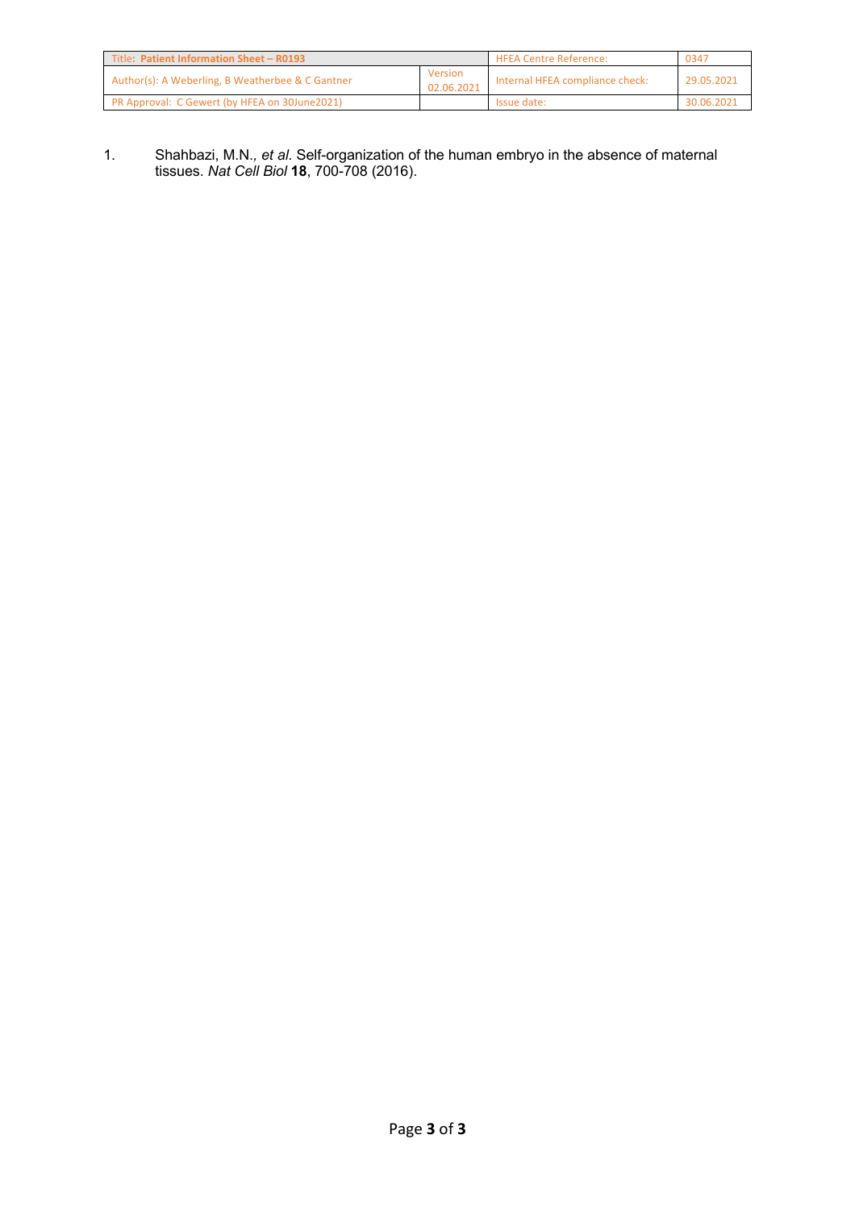1. Shahbazi, M.N., *et al.* Self-organization of the human embryo in the absence of maternal tissues. *Nat Cell Biol* **18**, 700-708 (2016).